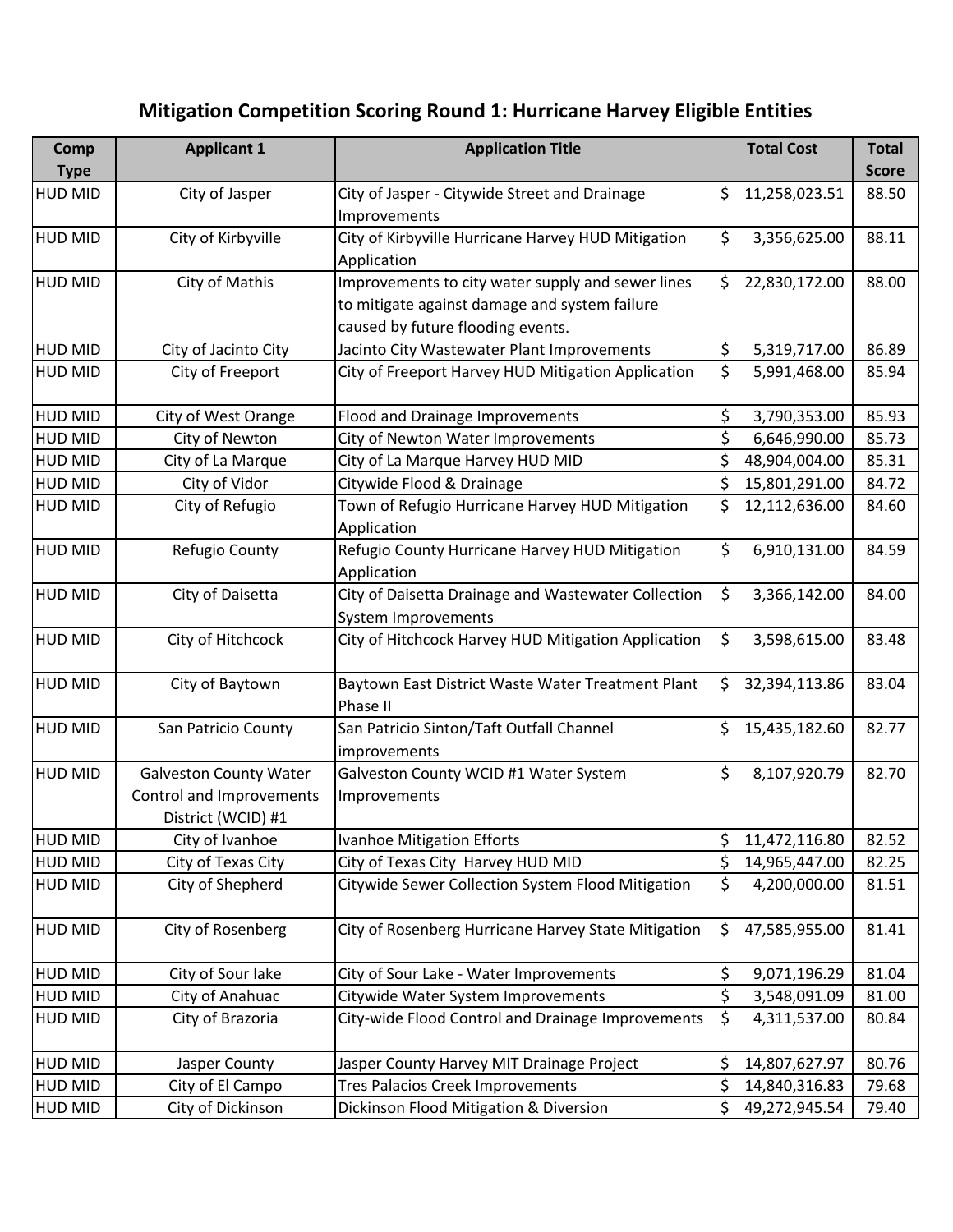# Mitigation Competition Scoring Round 1: Hurricane Harvey Eligible Entities

| Comp Type | Applicant 1 | Application Title | Total Cost | Total Score |
|---|---|---|---|---|
| HUD MID | City of Jasper | City of Jasper - Citywide Street and Drainage Improvements | $ 11,258,023.51 | 88.50 |
| HUD MID | City of Kirbyville | City of Kirbyville Hurricane Harvey HUD Mitigation Application | $ 3,356,625.00 | 88.11 |
| HUD MID | City of Mathis | Improvements to city water supply and sewer lines to mitigate against damage and system failure caused by future flooding events. | $ 22,830,172.00 | 88.00 |
| HUD MID | City of Jacinto City | Jacinto City Wastewater Plant Improvements | $ 5,319,717.00 | 86.89 |
| HUD MID | City of Freeport | City of Freeport Harvey HUD Mitigation Application | $ 5,991,468.00 | 85.94 |
| HUD MID | City of West Orange | Flood and Drainage Improvements | $ 3,790,353.00 | 85.93 |
| HUD MID | City of Newton | City of Newton Water Improvements | $ 6,646,990.00 | 85.73 |
| HUD MID | City of La Marque | City of La Marque Harvey HUD MID | $ 48,904,004.00 | 85.31 |
| HUD MID | City of Vidor | Citywide Flood & Drainage | $ 15,801,291.00 | 84.72 |
| HUD MID | City of Refugio | Town of Refugio Hurricane Harvey HUD Mitigation Application | $ 12,112,636.00 | 84.60 |
| HUD MID | Refugio County | Refugio County Hurricane Harvey HUD Mitigation Application | $ 6,910,131.00 | 84.59 |
| HUD MID | City of Daisetta | City of Daisetta Drainage and Wastewater Collection System Improvements | $ 3,366,142.00 | 84.00 |
| HUD MID | City of Hitchcock | City of Hitchcock Harvey HUD Mitigation Application | $ 3,598,615.00 | 83.48 |
| HUD MID | City of Baytown | Baytown East District Waste Water Treatment Plant Phase II | $ 32,394,113.86 | 83.04 |
| HUD MID | San Patricio County | San Patricio Sinton/Taft Outfall Channel improvements | $ 15,435,182.60 | 82.77 |
| HUD MID | Galveston County Water Control and Improvements District (WCID) #1 | Galveston County WCID #1 Water System Improvements | $ 8,107,920.79 | 82.70 |
| HUD MID | City of Ivanhoe | Ivanhoe Mitigation Efforts | $ 11,472,116.80 | 82.52 |
| HUD MID | City of Texas City | City of Texas City Harvey HUD MID | $ 14,965,447.00 | 82.25 |
| HUD MID | City of Shepherd | Citywide Sewer Collection System Flood Mitigation | $ 4,200,000.00 | 81.51 |
| HUD MID | City of Rosenberg | City of Rosenberg Hurricane Harvey State Mitigation | $ 47,585,955.00 | 81.41 |
| HUD MID | City of Sour lake | City of Sour Lake - Water Improvements | $ 9,071,196.29 | 81.04 |
| HUD MID | City of Anahuac | Citywide Water System Improvements | $ 3,548,091.09 | 81.00 |
| HUD MID | City of Brazoria | City-wide Flood Control and Drainage Improvements | $ 4,311,537.00 | 80.84 |
| HUD MID | Jasper County | Jasper County Harvey MIT Drainage Project | $ 14,807,627.97 | 80.76 |
| HUD MID | City of El Campo | Tres Palacios Creek Improvements | $ 14,840,316.83 | 79.68 |
| HUD MID | City of Dickinson | Dickinson Flood Mitigation & Diversion | $ 49,272,945.54 | 79.40 |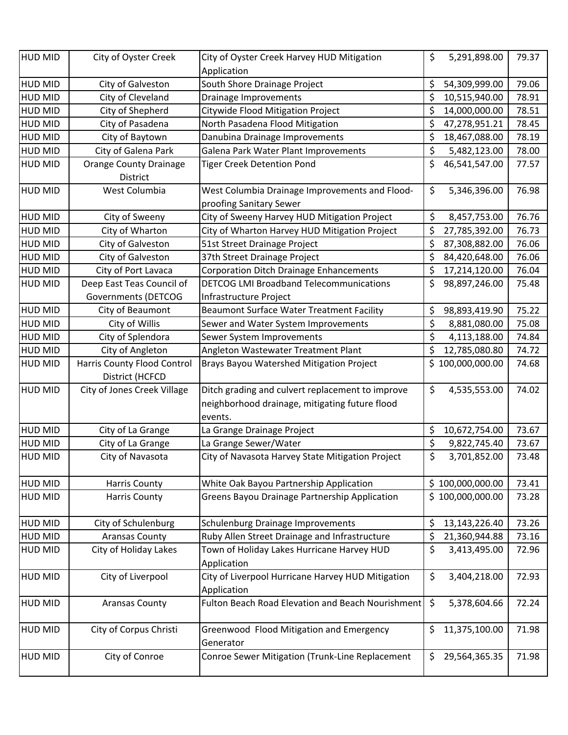| HUD MID | City of Oyster Creek | City of Oyster Creek Harvey HUD Mitigation Application | $ 5,291,898.00 | 79.37 |
|---|---|---|---|---|
| HUD MID | City of Galveston | South Shore Drainage Project | $ 54,309,999.00 | 79.06 |
| HUD MID | City of Cleveland | Drainage Improvements | $ 10,515,940.00 | 78.91 |
| HUD MID | City of Shepherd | Citywide Flood Mitigation Project | $ 14,000,000.00 | 78.51 |
| HUD MID | City of Pasadena | North Pasadena Flood Mitigation | $ 47,278,951.21 | 78.45 |
| HUD MID | City of Baytown | Danubina Drainage Improvements | $ 18,467,088.00 | 78.19 |
| HUD MID | City of Galena Park | Galena Park Water Plant Improvements | $ 5,482,123.00 | 78.00 |
| HUD MID | Orange County Drainage District | Tiger Creek Detention Pond | $ 46,541,547.00 | 77.57 |
| HUD MID | West Columbia | West Columbia Drainage Improvements and Flood-proofing Sanitary Sewer | $ 5,346,396.00 | 76.98 |
| HUD MID | City of Sweeny | City of Sweeny Harvey HUD Mitigation Project | $ 8,457,753.00 | 76.76 |
| HUD MID | City of Wharton | City of Wharton Harvey HUD Mitigation Project | $ 27,785,392.00 | 76.73 |
| HUD MID | City of Galveston | 51st Street Drainage Project | $ 87,308,882.00 | 76.06 |
| HUD MID | City of Galveston | 37th Street Drainage Project | $ 84,420,648.00 | 76.06 |
| HUD MID | City of Port Lavaca | Corporation Ditch Drainage Enhancements | $ 17,214,120.00 | 76.04 |
| HUD MID | Deep East Teas Council of Governments (DETCOG | DETCOG LMI Broadband Telecommunications Infrastructure Project | $ 98,897,246.00 | 75.48 |
| HUD MID | City of Beaumont | Beaumont Surface Water Treatment Facility | $ 98,893,419.90 | 75.22 |
| HUD MID | City of Willis | Sewer and Water System Improvements | $ 8,881,080.00 | 75.08 |
| HUD MID | City of Splendora | Sewer System Improvements | $ 4,113,188.00 | 74.84 |
| HUD MID | City of Angleton | Angleton Wastewater Treatment Plant | $ 12,785,080.80 | 74.72 |
| HUD MID | Harris County Flood Control District (HCFCD | Brays Bayou Watershed Mitigation Project | $ 100,000,000.00 | 74.68 |
| HUD MID | City of Jones Creek Village | Ditch grading and culvert replacement to improve neighborhood drainage, mitigating future flood events. | $ 4,535,553.00 | 74.02 |
| HUD MID | City of La Grange | La Grange Drainage Project | $ 10,672,754.00 | 73.67 |
| HUD MID | City of La Grange | La Grange Sewer/Water | $ 9,822,745.40 | 73.67 |
| HUD MID | City of Navasota | City of Navasota Harvey State Mitigation Project | $ 3,701,852.00 | 73.48 |
| HUD MID | Harris County | White Oak Bayou Partnership Application | $ 100,000,000.00 | 73.41 |
| HUD MID | Harris County | Greens Bayou Drainage Partnership Application | $ 100,000,000.00 | 73.28 |
| HUD MID | City of Schulenburg | Schulenburg Drainage Improvements | $ 13,143,226.40 | 73.26 |
| HUD MID | Aransas County | Ruby Allen Street Drainage and Infrastructure | $ 21,360,944.88 | 73.16 |
| HUD MID | City of Holiday Lakes | Town of Holiday Lakes Hurricane Harvey HUD Application | $ 3,413,495.00 | 72.96 |
| HUD MID | City of Liverpool | City of Liverpool Hurricane Harvey HUD Mitigation Application | $ 3,404,218.00 | 72.93 |
| HUD MID | Aransas County | Fulton Beach Road Elevation and Beach Nourishment | $ 5,378,604.66 | 72.24 |
| HUD MID | City of Corpus Christi | Greenwood Flood Mitigation and Emergency Generator | $ 11,375,100.00 | 71.98 |
| HUD MID | City of Conroe | Conroe Sewer Mitigation (Trunk-Line Replacement | $ 29,564,365.35 | 71.98 |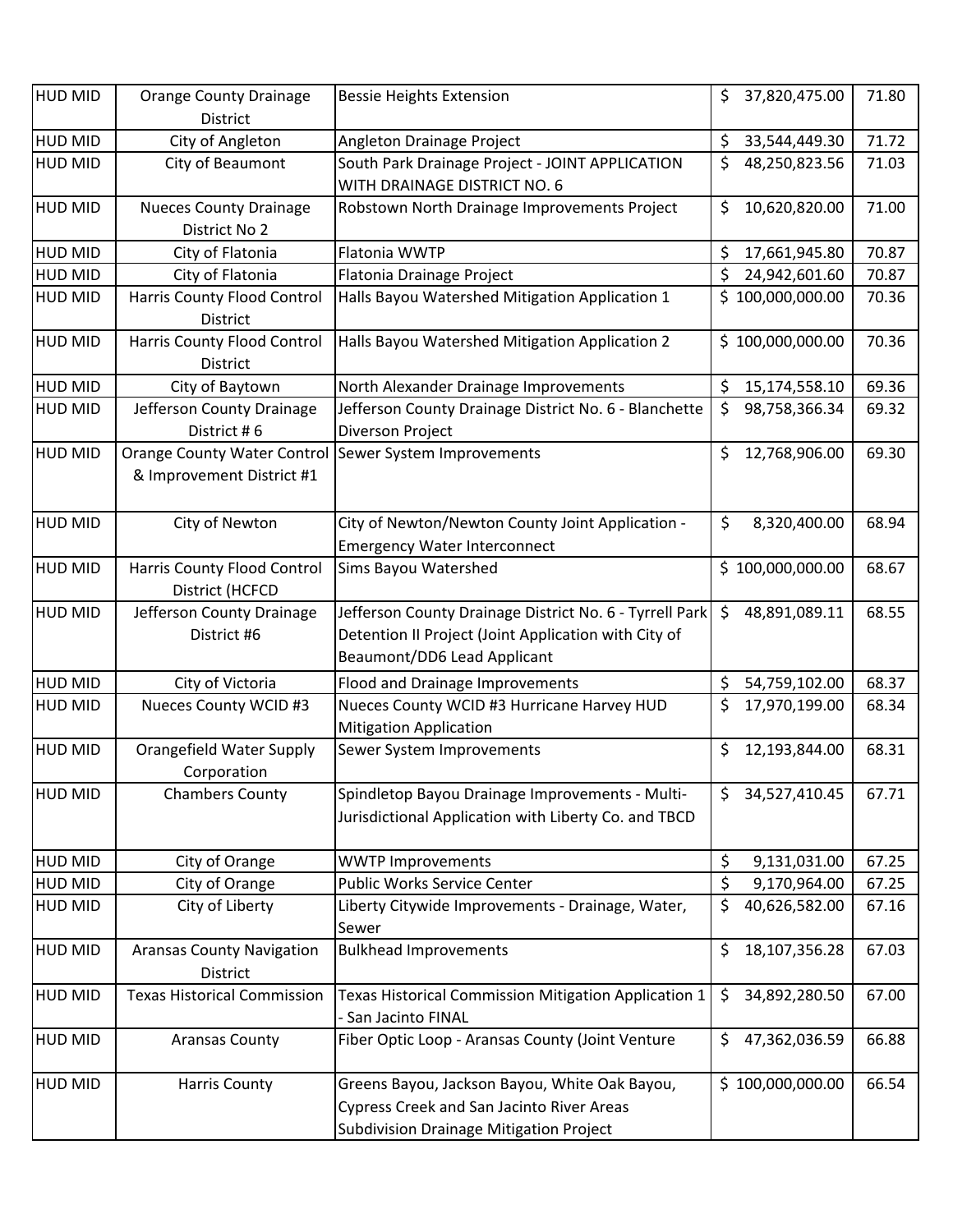| HUD MID | Orange County Drainage District | Bessie Heights Extension | $ 37,820,475.00 | 71.80 |
|---|---|---|---|---|
| HUD MID | City of Angleton | Angleton Drainage Project | $ 33,544,449.30 | 71.72 |
| HUD MID | City of Beaumont | South Park Drainage Project - JOINT APPLICATION WITH DRAINAGE DISTRICT NO. 6 | $ 48,250,823.56 | 71.03 |
| HUD MID | Nueces County Drainage District No 2 | Robstown North Drainage Improvements Project | $ 10,620,820.00 | 71.00 |
| HUD MID | City of Flatonia | Flatonia WWTP | $ 17,661,945.80 | 70.87 |
| HUD MID | City of Flatonia | Flatonia Drainage Project | $ 24,942,601.60 | 70.87 |
| HUD MID | Harris County Flood Control District | Halls Bayou Watershed Mitigation Application 1 | $ 100,000,000.00 | 70.36 |
| HUD MID | Harris County Flood Control District | Halls Bayou Watershed Mitigation Application 2 | $ 100,000,000.00 | 70.36 |
| HUD MID | City of Baytown | North Alexander Drainage Improvements | $ 15,174,558.10 | 69.36 |
| HUD MID | Jefferson County Drainage District # 6 | Jefferson County Drainage District No. 6 - Blanchette Diverson Project | $ 98,758,366.34 | 69.32 |
| HUD MID | Orange County Water Control & Improvement District #1 | Sewer System Improvements | $ 12,768,906.00 | 69.30 |
| HUD MID | City of Newton | City of Newton/Newton County Joint Application - Emergency Water Interconnect | $ 8,320,400.00 | 68.94 |
| HUD MID | Harris County Flood Control District (HCFCD | Sims Bayou Watershed | $ 100,000,000.00 | 68.67 |
| HUD MID | Jefferson County Drainage District #6 | Jefferson County Drainage District No. 6 - Tyrrell Park Detention II Project (Joint Application with City of Beaumont/DD6 Lead Applicant | $ 48,891,089.11 | 68.55 |
| HUD MID | City of Victoria | Flood and Drainage Improvements | $ 54,759,102.00 | 68.37 |
| HUD MID | Nueces County WCID #3 | Nueces County WCID #3 Hurricane Harvey HUD Mitigation Application | $ 17,970,199.00 | 68.34 |
| HUD MID | Orangefield Water Supply Corporation | Sewer System Improvements | $ 12,193,844.00 | 68.31 |
| HUD MID | Chambers County | Spindletop Bayou Drainage Improvements - Multi-Jurisdictional Application with Liberty Co. and TBCD | $ 34,527,410.45 | 67.71 |
| HUD MID | City of Orange | WWTP Improvements | $ 9,131,031.00 | 67.25 |
| HUD MID | City of Orange | Public Works Service Center | $ 9,170,964.00 | 67.25 |
| HUD MID | City of Liberty | Liberty Citywide Improvements - Drainage, Water, Sewer | $ 40,626,582.00 | 67.16 |
| HUD MID | Aransas County Navigation District | Bulkhead Improvements | $ 18,107,356.28 | 67.03 |
| HUD MID | Texas Historical Commission | Texas Historical Commission Mitigation Application 1 - San Jacinto FINAL | $ 34,892,280.50 | 67.00 |
| HUD MID | Aransas County | Fiber Optic Loop - Aransas County (Joint Venture | $ 47,362,036.59 | 66.88 |
| HUD MID | Harris County | Greens Bayou, Jackson Bayou, White Oak Bayou, Cypress Creek and San Jacinto River Areas Subdivision Drainage Mitigation Project | $ 100,000,000.00 | 66.54 |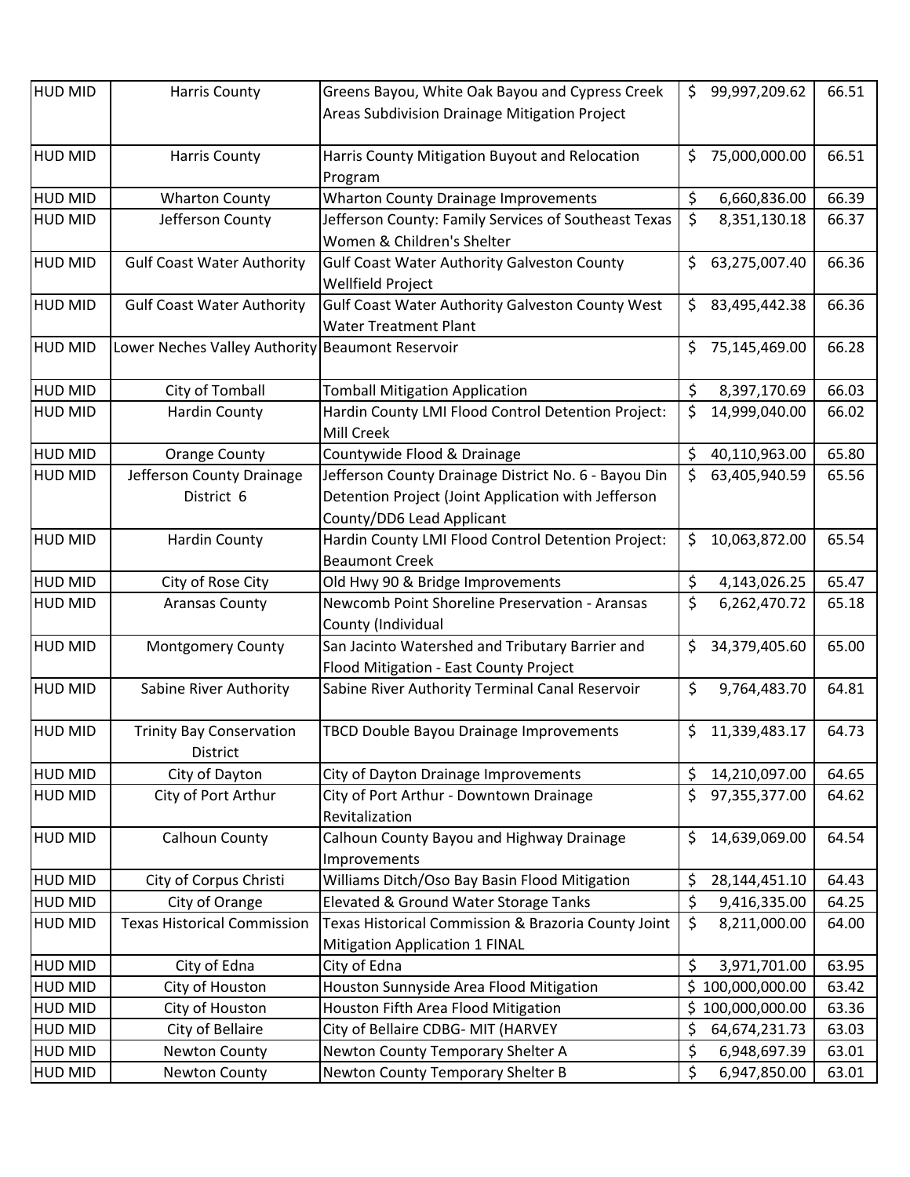| HUD MID | Harris County | Greens Bayou, White Oak Bayou and Cypress Creek Areas Subdivision Drainage Mitigation Project | $ 99,997,209.62 | 66.51 |
|---|---|---|---|---|
| HUD MID | Harris County | Harris County Mitigation Buyout and Relocation Program | $ 75,000,000.00 | 66.51 |
| HUD MID | Wharton County | Wharton County Drainage Improvements | $ 6,660,836.00 | 66.39 |
| HUD MID | Jefferson County | Jefferson County: Family Services of Southeast Texas Women & Children's Shelter | $ 8,351,130.18 | 66.37 |
| HUD MID | Gulf Coast Water Authority | Gulf Coast Water Authority Galveston County Wellfield Project | $ 63,275,007.40 | 66.36 |
| HUD MID | Gulf Coast Water Authority | Gulf Coast Water Authority Galveston County West Water Treatment Plant | $ 83,495,442.38 | 66.36 |
| HUD MID | Lower Neches Valley Authority | Beaumont Reservoir | $ 75,145,469.00 | 66.28 |
| HUD MID | City of Tomball | Tomball Mitigation Application | $ 8,397,170.69 | 66.03 |
| HUD MID | Hardin County | Hardin County LMI Flood Control Detention Project: Mill Creek | $ 14,999,040.00 | 66.02 |
| HUD MID | Orange County | Countywide Flood & Drainage | $ 40,110,963.00 | 65.80 |
| HUD MID | Jefferson County Drainage District 6 | Jefferson County Drainage District No. 6 - Bayou Din Detention Project (Joint Application with Jefferson County/DD6 Lead Applicant | $ 63,405,940.59 | 65.56 |
| HUD MID | Hardin County | Hardin County LMI Flood Control Detention Project: Beaumont Creek | $ 10,063,872.00 | 65.54 |
| HUD MID | City of Rose City | Old Hwy 90 & Bridge Improvements | $ 4,143,026.25 | 65.47 |
| HUD MID | Aransas County | Newcomb Point Shoreline Preservation - Aransas County (Individual | $ 6,262,470.72 | 65.18 |
| HUD MID | Montgomery County | San Jacinto Watershed and Tributary Barrier and Flood Mitigation - East County Project | $ 34,379,405.60 | 65.00 |
| HUD MID | Sabine River Authority | Sabine River Authority Terminal Canal Reservoir | $ 9,764,483.70 | 64.81 |
| HUD MID | Trinity Bay Conservation District | TBCD Double Bayou Drainage Improvements | $ 11,339,483.17 | 64.73 |
| HUD MID | City of Dayton | City of Dayton Drainage Improvements | $ 14,210,097.00 | 64.65 |
| HUD MID | City of Port Arthur | City of Port Arthur - Downtown Drainage Revitalization | $ 97,355,377.00 | 64.62 |
| HUD MID | Calhoun County | Calhoun County Bayou and Highway Drainage Improvements | $ 14,639,069.00 | 64.54 |
| HUD MID | City of Corpus Christi | Williams Ditch/Oso Bay Basin Flood Mitigation | $ 28,144,451.10 | 64.43 |
| HUD MID | City of Orange | Elevated & Ground Water Storage Tanks | $ 9,416,335.00 | 64.25 |
| HUD MID | Texas Historical Commission | Texas Historical Commission & Brazoria County Joint Mitigation Application 1 FINAL | $ 8,211,000.00 | 64.00 |
| HUD MID | City of Edna | City of Edna | $ 3,971,701.00 | 63.95 |
| HUD MID | City of Houston | Houston Sunnyside Area Flood Mitigation | $ 100,000,000.00 | 63.42 |
| HUD MID | City of Houston | Houston Fifth Area Flood Mitigation | $ 100,000,000.00 | 63.36 |
| HUD MID | City of Bellaire | City of Bellaire CDBG- MIT (HARVEY | $ 64,674,231.73 | 63.03 |
| HUD MID | Newton County | Newton County Temporary Shelter A | $ 6,948,697.39 | 63.01 |
| HUD MID | Newton County | Newton County Temporary Shelter B | $ 6,947,850.00 | 63.01 |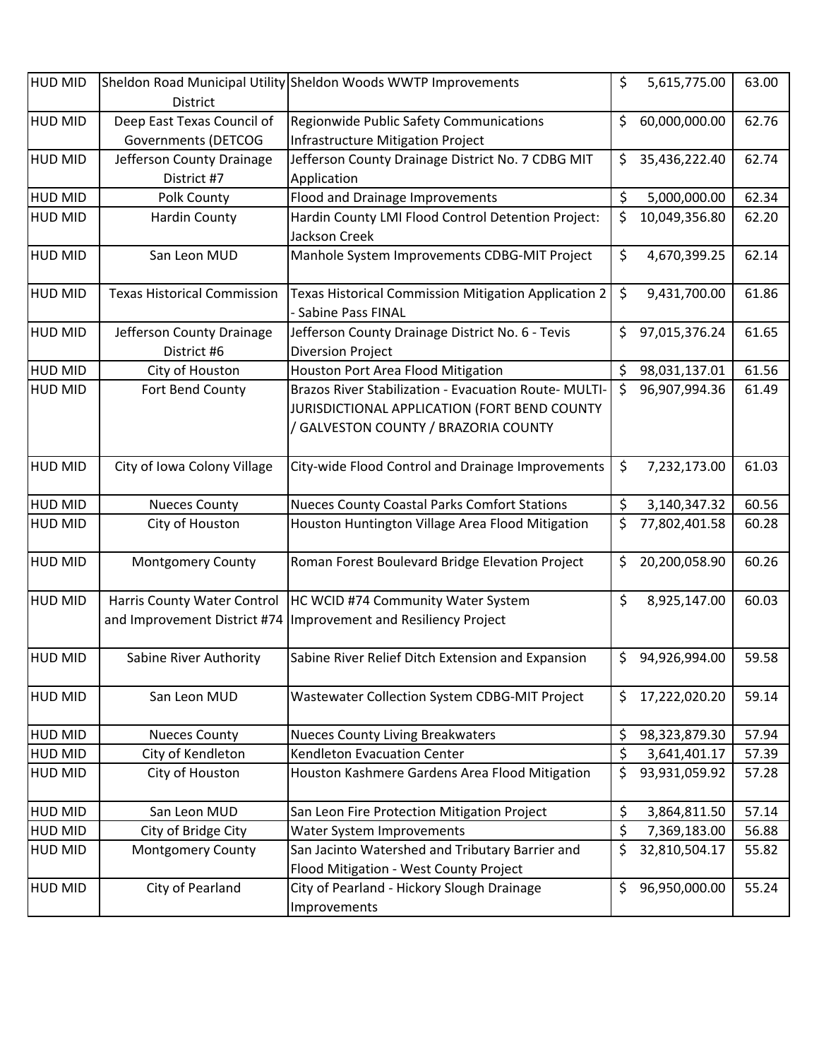| HUD MID | Sheldon Road Municipal Utility District | Sheldon Woods WWTP Improvements | $ 5,615,775.00 | 63.00 |
|---|---|---|---|---|
| HUD MID | Deep East Texas Council of Governments (DETCOG | Regionwide Public Safety Communications Infrastructure Mitigation Project | $ 60,000,000.00 | 62.76 |
| HUD MID | Jefferson County Drainage District #7 | Jefferson County Drainage District No. 7 CDBG MIT Application | $ 35,436,222.40 | 62.74 |
| HUD MID | Polk County | Flood and Drainage Improvements | $ 5,000,000.00 | 62.34 |
| HUD MID | Hardin County | Hardin County LMI Flood Control Detention Project: Jackson Creek | $ 10,049,356.80 | 62.20 |
| HUD MID | San Leon MUD | Manhole System Improvements CDBG-MIT Project | $ 4,670,399.25 | 62.14 |
| HUD MID | Texas Historical Commission | Texas Historical Commission Mitigation Application 2 - Sabine Pass FINAL | $ 9,431,700.00 | 61.86 |
| HUD MID | Jefferson County Drainage District #6 | Jefferson County Drainage District No. 6 - Tevis Diversion Project | $ 97,015,376.24 | 61.65 |
| HUD MID | City of Houston | Houston Port Area Flood Mitigation | $ 98,031,137.01 | 61.56 |
| HUD MID | Fort Bend County | Brazos River Stabilization - Evacuation Route- MULTI-JURISDICTIONAL APPLICATION (FORT BEND COUNTY / GALVESTON COUNTY / BRAZORIA COUNTY | $ 96,907,994.36 | 61.49 |
| HUD MID | City of Iowa Colony Village | City-wide Flood Control and Drainage Improvements | $ 7,232,173.00 | 61.03 |
| HUD MID | Nueces County | Nueces County Coastal Parks Comfort Stations | $ 3,140,347.32 | 60.56 |
| HUD MID | City of Houston | Houston Huntington Village Area Flood Mitigation | $ 77,802,401.58 | 60.28 |
| HUD MID | Montgomery County | Roman Forest Boulevard Bridge Elevation Project | $ 20,200,058.90 | 60.26 |
| HUD MID | Harris County Water Control and Improvement District #74 | HC WCID #74 Community Water System Improvement and Resiliency Project | $ 8,925,147.00 | 60.03 |
| HUD MID | Sabine River Authority | Sabine River Relief Ditch Extension and Expansion | $ 94,926,994.00 | 59.58 |
| HUD MID | San Leon MUD | Wastewater Collection System CDBG-MIT Project | $ 17,222,020.20 | 59.14 |
| HUD MID | Nueces County | Nueces County Living Breakwaters | $ 98,323,879.30 | 57.94 |
| HUD MID | City of Kendleton | Kendleton Evacuation Center | $ 3,641,401.17 | 57.39 |
| HUD MID | City of Houston | Houston Kashmere Gardens Area Flood Mitigation | $ 93,931,059.92 | 57.28 |
| HUD MID | San Leon MUD | San Leon Fire Protection Mitigation Project | $ 3,864,811.50 | 57.14 |
| HUD MID | City of Bridge City | Water System Improvements | $ 7,369,183.00 | 56.88 |
| HUD MID | Montgomery County | San Jacinto Watershed and Tributary Barrier and Flood Mitigation - West County Project | $ 32,810,504.17 | 55.82 |
| HUD MID | City of Pearland | City of Pearland - Hickory Slough Drainage Improvements | $ 96,950,000.00 | 55.24 |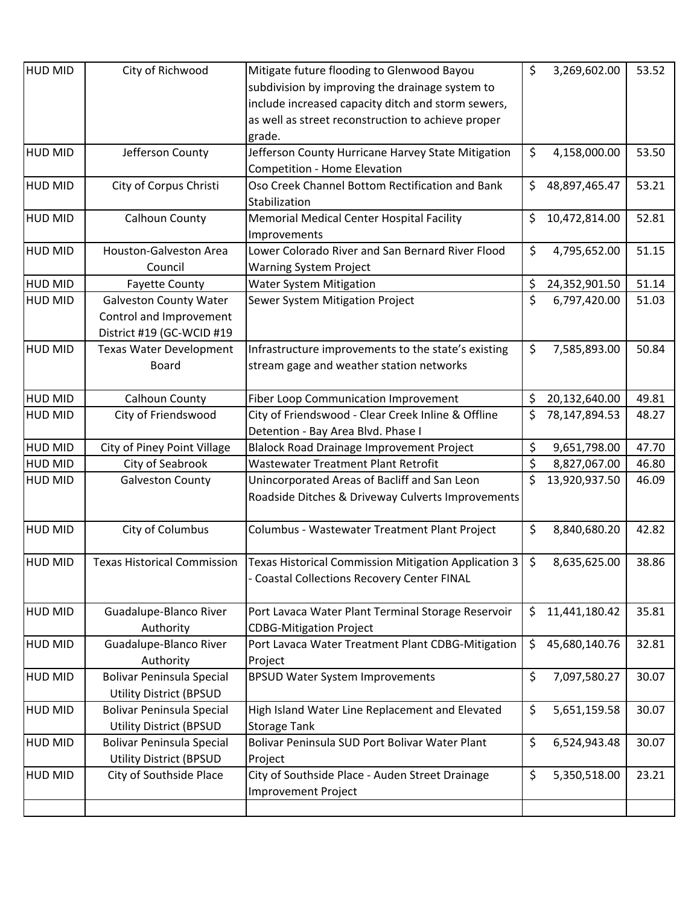| | | | | |
|---|---|---|---|---|
| HUD MID | City of Richwood | Mitigate future flooding to Glenwood Bayou subdivision by improving the drainage system to include increased capacity ditch and storm sewers, as well as street reconstruction to achieve proper grade. | $ 3,269,602.00 | 53.52 |
| HUD MID | Jefferson County | Jefferson County Hurricane Harvey State Mitigation Competition - Home Elevation | $ 4,158,000.00 | 53.50 |
| HUD MID | City of Corpus Christi | Oso Creek Channel Bottom Rectification and Bank Stabilization | $ 48,897,465.47 | 53.21 |
| HUD MID | Calhoun County | Memorial Medical Center Hospital Facility Improvements | $ 10,472,814.00 | 52.81 |
| HUD MID | Houston-Galveston Area Council | Lower Colorado River and San Bernard River Flood Warning System Project | $ 4,795,652.00 | 51.15 |
| HUD MID | Fayette County | Water System Mitigation | $ 24,352,901.50 | 51.14 |
| HUD MID | Galveston County Water Control and Improvement District #19 (GC-WCID #19 | Sewer System Mitigation Project | $ 6,797,420.00 | 51.03 |
| HUD MID | Texas Water Development Board | Infrastructure improvements to the state's existing stream gage and weather station networks | $ 7,585,893.00 | 50.84 |
| HUD MID | Calhoun County | Fiber Loop Communication Improvement | $ 20,132,640.00 | 49.81 |
| HUD MID | City of Friendswood | City of Friendswood - Clear Creek Inline & Offline Detention - Bay Area Blvd. Phase I | $ 78,147,894.53 | 48.27 |
| HUD MID | City of Piney Point Village | Blalock Road Drainage Improvement Project | $ 9,651,798.00 | 47.70 |
| HUD MID | City of Seabrook | Wastewater Treatment Plant Retrofit | $ 8,827,067.00 | 46.80 |
| HUD MID | Galveston County | Unincorporated Areas of Bacliff and San Leon Roadside Ditches & Driveway Culverts Improvements | $ 13,920,937.50 | 46.09 |
| HUD MID | City of Columbus | Columbus - Wastewater Treatment Plant Project | $ 8,840,680.20 | 42.82 |
| HUD MID | Texas Historical Commission | Texas Historical Commission Mitigation Application 3 - Coastal Collections Recovery Center FINAL | $ 8,635,625.00 | 38.86 |
| HUD MID | Guadalupe-Blanco River Authority | Port Lavaca Water Plant Terminal Storage Reservoir CDBG-Mitigation Project | $ 11,441,180.42 | 35.81 |
| HUD MID | Guadalupe-Blanco River Authority | Port Lavaca Water Treatment Plant CDBG-Mitigation Project | $ 45,680,140.76 | 32.81 |
| HUD MID | Bolivar Peninsula Special Utility District (BPSUD | BPSUD Water System Improvements | $ 7,097,580.27 | 30.07 |
| HUD MID | Bolivar Peninsula Special Utility District (BPSUD | High Island Water Line Replacement and Elevated Storage Tank | $ 5,651,159.58 | 30.07 |
| HUD MID | Bolivar Peninsula Special Utility District (BPSUD | Bolivar Peninsula SUD Port Bolivar Water Plant Project | $ 6,524,943.48 | 30.07 |
| HUD MID | City of Southside Place | City of Southside Place - Auden Street Drainage Improvement Project | $ 5,350,518.00 | 23.21 |
| | | | | |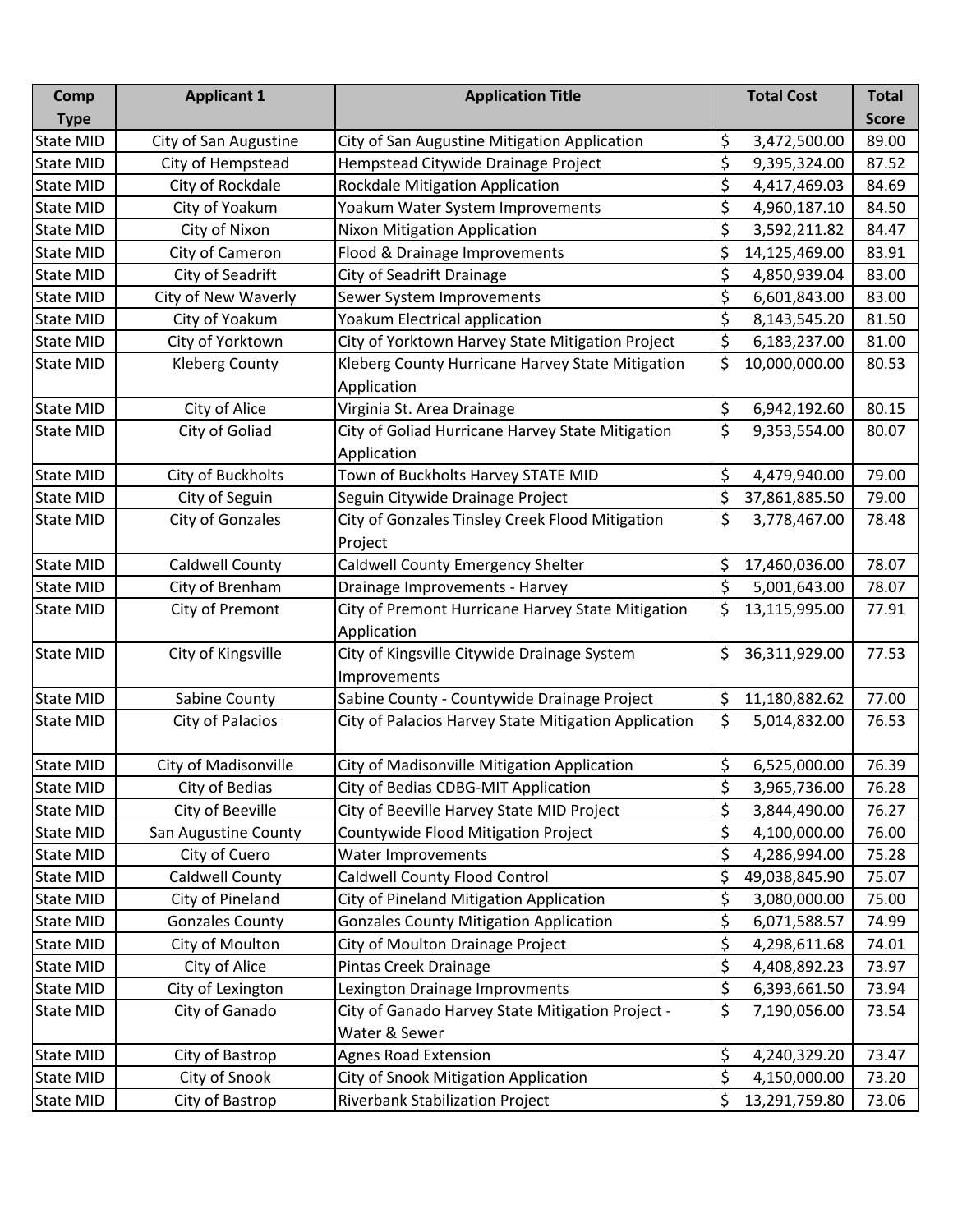| Comp Type | Applicant 1 | Application Title | Total Cost | Total Score |
|---|---|---|---|---|
| State MID | City of San Augustine | City of San Augustine Mitigation Application | $ 3,472,500.00 | 89.00 |
| State MID | City of Hempstead | Hempstead Citywide Drainage Project | $ 9,395,324.00 | 87.52 |
| State MID | City of Rockdale | Rockdale Mitigation Application | $ 4,417,469.03 | 84.69 |
| State MID | City of Yoakum | Yoakum Water System Improvements | $ 4,960,187.10 | 84.50 |
| State MID | City of Nixon | Nixon Mitigation Application | $ 3,592,211.82 | 84.47 |
| State MID | City of Cameron | Flood & Drainage Improvements | $ 14,125,469.00 | 83.91 |
| State MID | City of Seadrift | City of Seadrift Drainage | $ 4,850,939.04 | 83.00 |
| State MID | City of New Waverly | Sewer System Improvements | $ 6,601,843.00 | 83.00 |
| State MID | City of Yoakum | Yoakum Electrical application | $ 8,143,545.20 | 81.50 |
| State MID | City of Yorktown | City of Yorktown Harvey State Mitigation Project | $ 6,183,237.00 | 81.00 |
| State MID | Kleberg County | Kleberg County Hurricane Harvey State Mitigation Application | $ 10,000,000.00 | 80.53 |
| State MID | City of Alice | Virginia St. Area Drainage | $ 6,942,192.60 | 80.15 |
| State MID | City of Goliad | City of Goliad Hurricane Harvey State Mitigation Application | $ 9,353,554.00 | 80.07 |
| State MID | City of Buckholts | Town of Buckholts Harvey STATE MID | $ 4,479,940.00 | 79.00 |
| State MID | City of Seguin | Seguin Citywide Drainage Project | $ 37,861,885.50 | 79.00 |
| State MID | City of Gonzales | City of Gonzales Tinsley Creek Flood Mitigation Project | $ 3,778,467.00 | 78.48 |
| State MID | Caldwell County | Caldwell County Emergency Shelter | $ 17,460,036.00 | 78.07 |
| State MID | City of Brenham | Drainage Improvements - Harvey | $ 5,001,643.00 | 78.07 |
| State MID | City of Premont | City of Premont Hurricane Harvey State Mitigation Application | $ 13,115,995.00 | 77.91 |
| State MID | City of Kingsville | City of Kingsville Citywide Drainage System Improvements | $ 36,311,929.00 | 77.53 |
| State MID | Sabine County | Sabine County - Countywide Drainage Project | $ 11,180,882.62 | 77.00 |
| State MID | City of Palacios | City of Palacios Harvey State Mitigation Application | $ 5,014,832.00 | 76.53 |
| State MID | City of Madisonville | City of Madisonville Mitigation Application | $ 6,525,000.00 | 76.39 |
| State MID | City of Bedias | City of Bedias CDBG-MIT Application | $ 3,965,736.00 | 76.28 |
| State MID | City of Beeville | City of Beeville Harvey State MID Project | $ 3,844,490.00 | 76.27 |
| State MID | San Augustine County | Countywide Flood Mitigation Project | $ 4,100,000.00 | 76.00 |
| State MID | City of Cuero | Water Improvements | $ 4,286,994.00 | 75.28 |
| State MID | Caldwell County | Caldwell County Flood Control | $ 49,038,845.90 | 75.07 |
| State MID | City of Pineland | City of Pineland Mitigation Application | $ 3,080,000.00 | 75.00 |
| State MID | Gonzales County | Gonzales County Mitigation Application | $ 6,071,588.57 | 74.99 |
| State MID | City of Moulton | City of Moulton Drainage Project | $ 4,298,611.68 | 74.01 |
| State MID | City of Alice | Pintas Creek Drainage | $ 4,408,892.23 | 73.97 |
| State MID | City of Lexington | Lexington Drainage Improvments | $ 6,393,661.50 | 73.94 |
| State MID | City of Ganado | City of Ganado Harvey State Mitigation Project - Water & Sewer | $ 7,190,056.00 | 73.54 |
| State MID | City of Bastrop | Agnes Road Extension | $ 4,240,329.20 | 73.47 |
| State MID | City of Snook | City of Snook Mitigation Application | $ 4,150,000.00 | 73.20 |
| State MID | City of Bastrop | Riverbank Stabilization Project | $ 13,291,759.80 | 73.06 |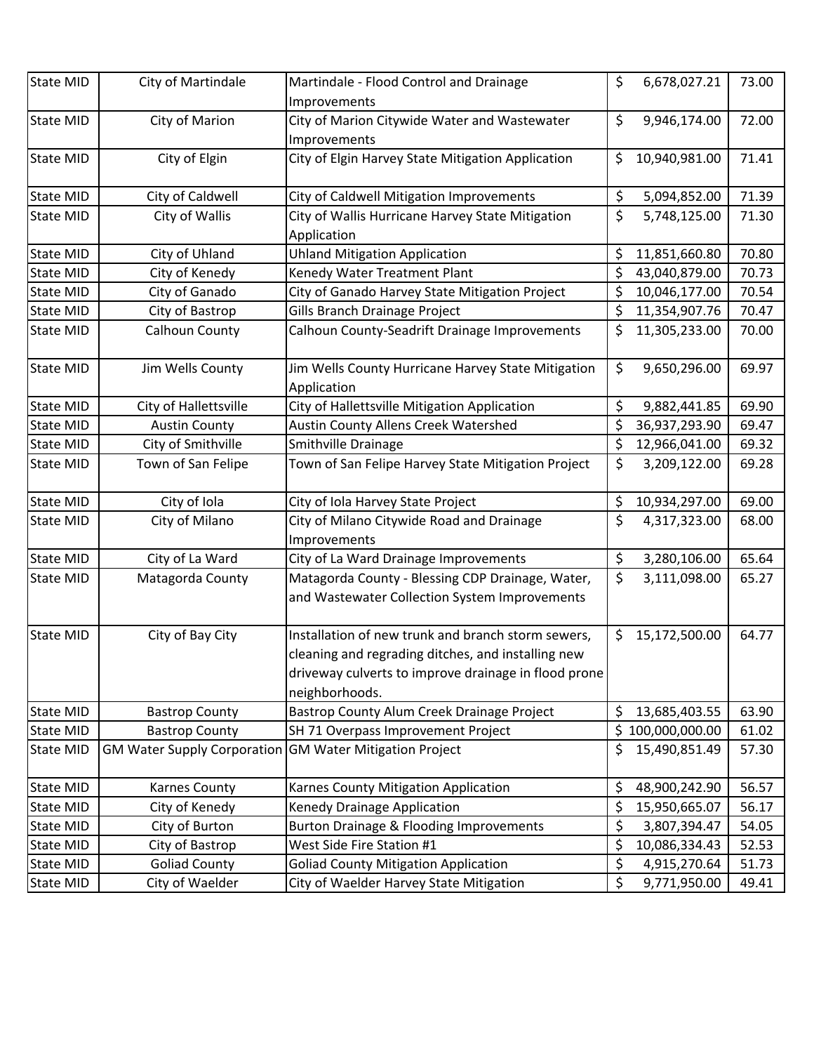| | | | | |
|---|---|---|---|---|
| State MID | City of Martindale | Martindale - Flood Control and Drainage Improvements | $ 6,678,027.21 | 73.00 |
| State MID | City of Marion | City of Marion Citywide Water and Wastewater Improvements | $ 9,946,174.00 | 72.00 |
| State MID | City of Elgin | City of Elgin Harvey State Mitigation Application | $ 10,940,981.00 | 71.41 |
| State MID | City of Caldwell | City of Caldwell Mitigation Improvements | $ 5,094,852.00 | 71.39 |
| State MID | City of Wallis | City of Wallis Hurricane Harvey State Mitigation Application | $ 5,748,125.00 | 71.30 |
| State MID | City of Uhland | Uhland Mitigation Application | $ 11,851,660.80 | 70.80 |
| State MID | City of Kenedy | Kenedy Water Treatment Plant | $ 43,040,879.00 | 70.73 |
| State MID | City of Ganado | City of Ganado Harvey State Mitigation Project | $ 10,046,177.00 | 70.54 |
| State MID | City of Bastrop | Gills Branch Drainage Project | $ 11,354,907.76 | 70.47 |
| State MID | Calhoun County | Calhoun County-Seadrift Drainage Improvements | $ 11,305,233.00 | 70.00 |
| State MID | Jim Wells County | Jim Wells County Hurricane Harvey State Mitigation Application | $ 9,650,296.00 | 69.97 |
| State MID | City of Hallettsville | City of Hallettsville Mitigation Application | $ 9,882,441.85 | 69.90 |
| State MID | Austin County | Austin County Allens Creek Watershed | $ 36,937,293.90 | 69.47 |
| State MID | City of Smithville | Smithville Drainage | $ 12,966,041.00 | 69.32 |
| State MID | Town of San Felipe | Town of San Felipe Harvey State Mitigation Project | $ 3,209,122.00 | 69.28 |
| State MID | City of Iola | City of Iola Harvey State Project | $ 10,934,297.00 | 69.00 |
| State MID | City of Milano | City of Milano Citywide Road and Drainage Improvements | $ 4,317,323.00 | 68.00 |
| State MID | City of La Ward | City of La Ward Drainage Improvements | $ 3,280,106.00 | 65.64 |
| State MID | Matagorda County | Matagorda County - Blessing CDP Drainage, Water, and Wastewater Collection System Improvements | $ 3,111,098.00 | 65.27 |
| State MID | City of Bay City | Installation of new trunk and branch storm sewers, cleaning and regrading ditches, and installing new driveway culverts to improve drainage in flood prone neighborhoods. | $ 15,172,500.00 | 64.77 |
| State MID | Bastrop County | Bastrop County Alum Creek Drainage Project | $ 13,685,403.55 | 63.90 |
| State MID | Bastrop County | SH 71 Overpass Improvement Project | $ 100,000,000.00 | 61.02 |
| State MID | GM Water Supply Corporation | GM Water Mitigation Project | $ 15,490,851.49 | 57.30 |
| State MID | Karnes County | Karnes County Mitigation Application | $ 48,900,242.90 | 56.57 |
| State MID | City of Kenedy | Kenedy Drainage Application | $ 15,950,665.07 | 56.17 |
| State MID | City of Burton | Burton Drainage & Flooding Improvements | $ 3,807,394.47 | 54.05 |
| State MID | City of Bastrop | West Side Fire Station #1 | $ 10,086,334.43 | 52.53 |
| State MID | Goliad County | Goliad County Mitigation Application | $ 4,915,270.64 | 51.73 |
| State MID | City of Waelder | City of Waelder Harvey State Mitigation | $ 9,771,950.00 | 49.41 |